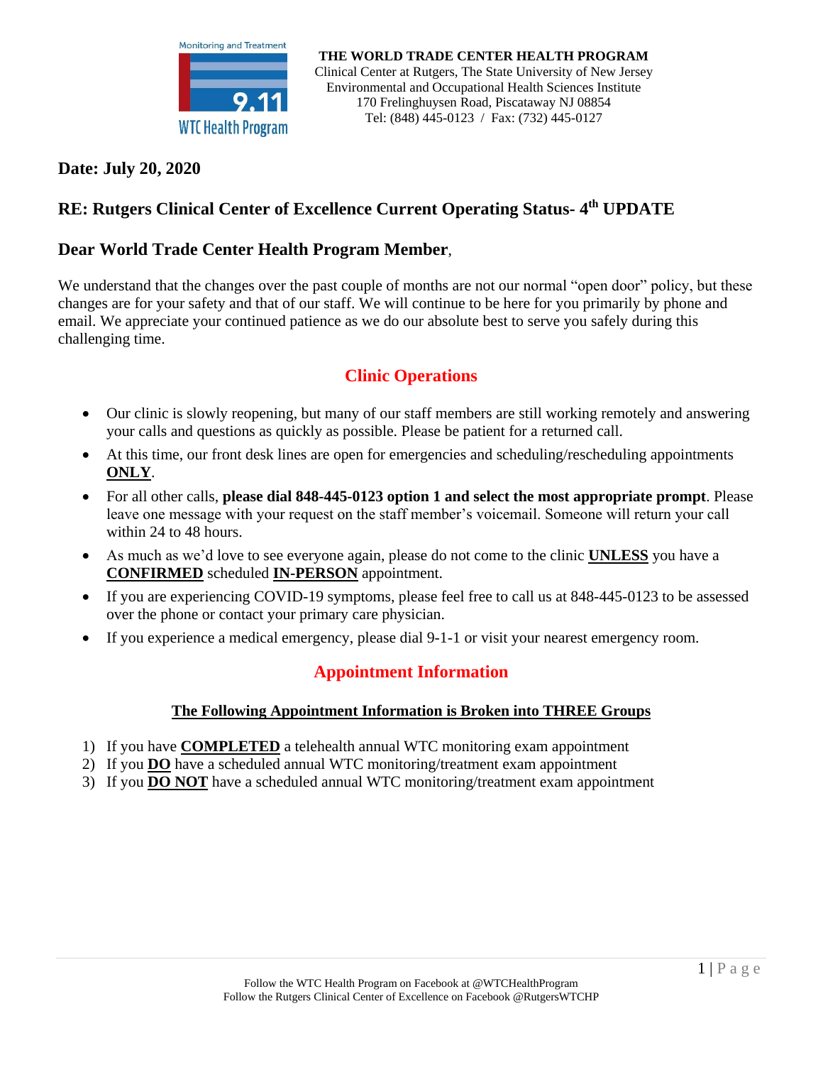**THE WORLD TRADE CENTER HEALTH PROGRAM**
Clinical Center at Rutgers, The State University of New Jersey
Environmental and Occupational Health Sciences Institute
170 Frelinghuysen Road, Piscataway NJ 08854
Tel: (848) 445-0123 / Fax: (732) 445-0127

**Date: July 20, 2020**

## RE: Rutgers Clinical Center of Excellence Current Operating Status- 4th UPDATE

### Dear World Trade Center Health Program Member,

We understand that the changes over the past couple of months are not our normal "open door" policy, but these changes are for your safety and that of our staff. We will continue to be here for you primarily by phone and email. We appreciate your continued patience as we do our absolute best to serve you safely during this challenging time.

## Clinic Operations

- Our clinic is slowly reopening, but many of our staff members are still working remotely and answering your calls and questions as quickly as possible. Please be patient for a returned call.
- At this time, our front desk lines are open for emergencies and scheduling/rescheduling appointments **ONLY**.
- For all other calls, **please dial 848-445-0123 option 1 and select the most appropriate prompt**. Please leave one message with your request on the staff member's voicemail. Someone will return your call within 24 to 48 hours.
- As much as we'd love to see everyone again, please do not come to the clinic **UNLESS** you have a **CONFIRMED** scheduled **IN-PERSON** appointment.
- If you are experiencing COVID-19 symptoms, please feel free to call us at 848-445-0123 to be assessed over the phone or contact your primary care physician.
- If you experience a medical emergency, please dial 9-1-1 or visit your nearest emergency room.

## Appointment Information

**The Following Appointment Information is Broken into THREE Groups**

1) If you have **COMPLETED** a telehealth annual WTC monitoring exam appointment
2) If you **DO** have a scheduled annual WTC monitoring/treatment exam appointment
3) If you **DO NOT** have a scheduled annual WTC monitoring/treatment exam appointment

Follow the WTC Health Program on Facebook at @WTCHealthProgram
Follow the Rutgers Clinical Center of Excellence on Facebook @RutgersWTCHP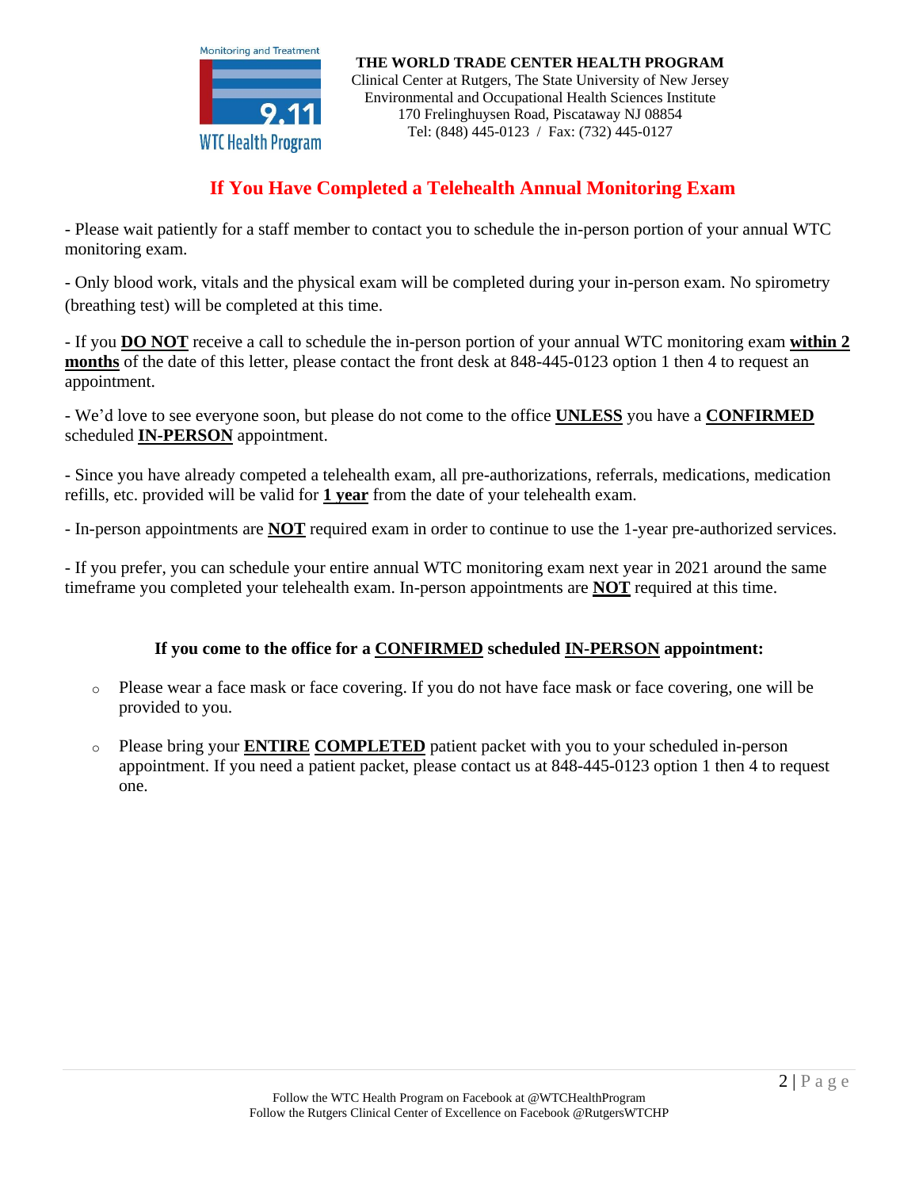**THE WORLD TRADE CENTER HEALTH PROGRAM**
Clinical Center at Rutgers, The State University of New Jersey
Environmental and Occupational Health Sciences Institute
170 Frelinghuysen Road, Piscataway NJ 08854
Tel: (848) 445-0123 / Fax: (732) 445-0127

## If You Have Completed a Telehealth Annual Monitoring Exam

- Please wait patiently for a staff member to contact you to schedule the in-person portion of your annual WTC monitoring exam.

- Only blood work, vitals and the physical exam will be completed during your in-person exam. No spirometry (breathing test) will be completed at this time.

- If you **DO NOT** receive a call to schedule the in-person portion of your annual WTC monitoring exam **within 2 months** of the date of this letter, please contact the front desk at 848-445-0123 option 1 then 4 to request an appointment.

- We'd love to see everyone soon, but please do not come to the office **UNLESS** you have a **CONFIRMED** scheduled **IN-PERSON** appointment.

- Since you have already competed a telehealth exam, all pre-authorizations, referrals, medications, medication refills, etc. provided will be valid for **1 year** from the date of your telehealth exam.

- In-person appointments are **NOT** required exam in order to continue to use the 1-year pre-authorized services.

- If you prefer, you can schedule your entire annual WTC monitoring exam next year in 2021 around the same timeframe you completed your telehealth exam. In-person appointments are **NOT** required at this time.

**If you come to the office for a CONFIRMED scheduled IN-PERSON appointment:**

- Please wear a face mask or face covering. If you do not have face mask or face covering, one will be provided to you.
- Please bring your **ENTIRE COMPLETED** patient packet with you to your scheduled in-person appointment. If you need a patient packet, please contact us at 848-445-0123 option 1 then 4 to request one.

Follow the WTC Health Program on Facebook at @WTCHealthProgram
Follow the Rutgers Clinical Center of Excellence on Facebook @RutgersWTCHP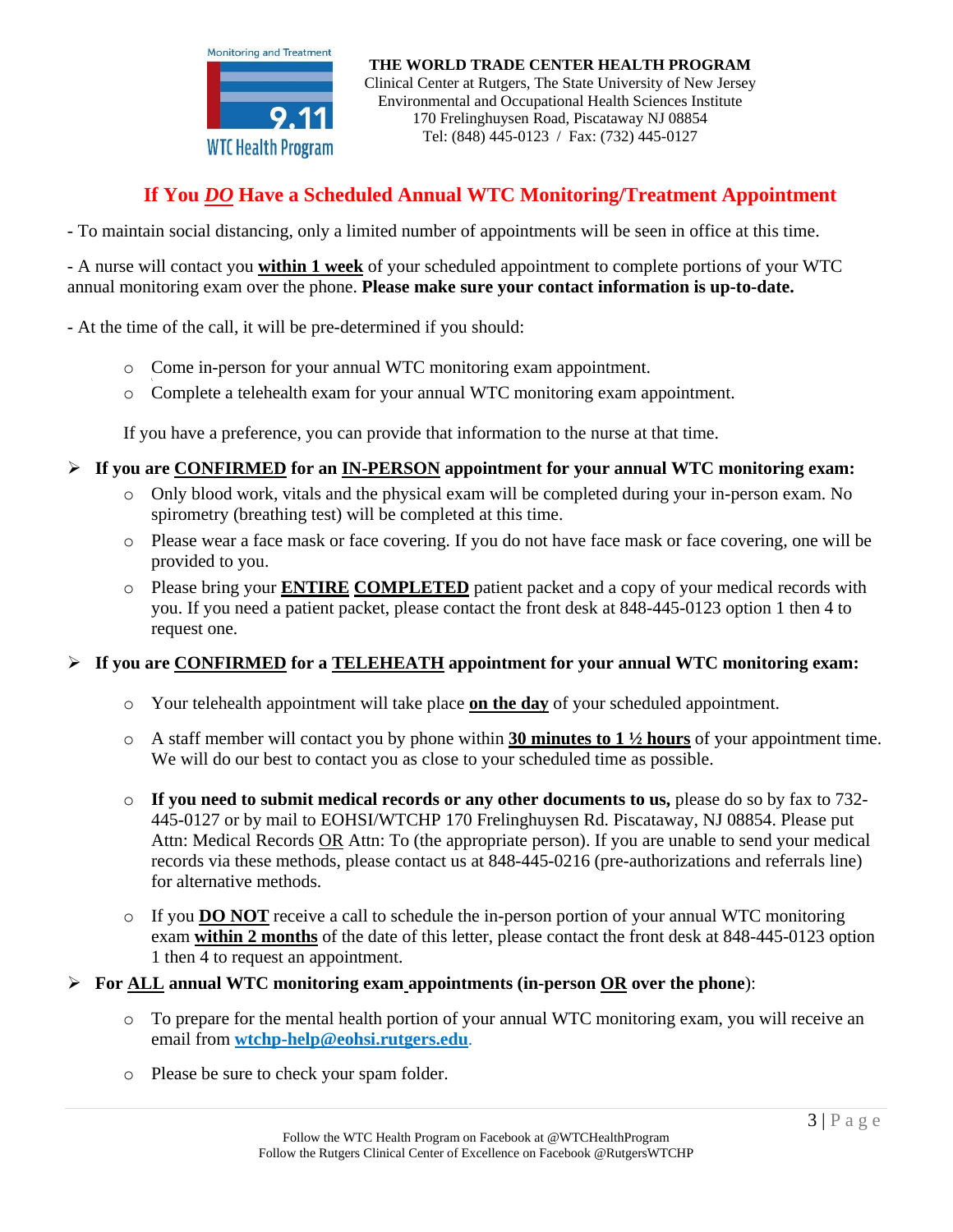**THE WORLD TRADE CENTER HEALTH PROGRAM**
Clinical Center at Rutgers, The State University of New Jersey
Environmental and Occupational Health Sciences Institute
170 Frelinghuysen Road, Piscataway NJ 08854
Tel: (848) 445-0123 / Fax: (732) 445-0127

## If You *DO* Have a Scheduled Annual WTC Monitoring/Treatment Appointment

- To maintain social distancing, only a limited number of appointments will be seen in office at this time.

- A nurse will contact you **within 1 week** of your scheduled appointment to complete portions of your WTC annual monitoring exam over the phone. **Please make sure your contact information is up-to-date.**

- At the time of the call, it will be pre-determined if you should:

  - Come in-person for your annual WTC monitoring exam appointment.
  - Complete a telehealth exam for your annual WTC monitoring exam appointment.

  If you have a preference, you can provide that information to the nurse at that time.

- **If you are CONFIRMED for an IN-PERSON appointment for your annual WTC monitoring exam:**
  - Only blood work, vitals and the physical exam will be completed during your in-person exam. No spirometry (breathing test) will be completed at this time.
  - Please wear a face mask or face covering. If you do not have face mask or face covering, one will be provided to you.
  - Please bring your **ENTIRE COMPLETED** patient packet and a copy of your medical records with you. If you need a patient packet, please contact the front desk at 848-445-0123 option 1 then 4 to request one.

- **If you are CONFIRMED for a TELEHEATH appointment for your annual WTC monitoring exam:**
  - Your telehealth appointment will take place **on the day** of your scheduled appointment.
  - A staff member will contact you by phone within **30 minutes to 1 ½ hours** of your appointment time. We will do our best to contact you as close to your scheduled time as possible.
  - **If you need to submit medical records or any other documents to us,** please do so by fax to 732-445-0127 or by mail to EOHSI/WTCHP 170 Frelinghuysen Rd. Piscataway, NJ 08854. Please put Attn: Medical Records OR Attn: To (the appropriate person). If you are unable to send your medical records via these methods, please contact us at 848-445-0216 (pre-authorizations and referrals line) for alternative methods.
  - If you **DO NOT** receive a call to schedule the in-person portion of your annual WTC monitoring exam **within 2 months** of the date of this letter, please contact the front desk at 848-445-0123 option 1 then 4 to request an appointment.

- **For ALL annual WTC monitoring exam appointments (in-person OR over the phone)**:
  - To prepare for the mental health portion of your annual WTC monitoring exam, you will receive an email from **wtchp-help@eohsi.rutgers.edu**.
  - Please be sure to check your spam folder.

Follow the WTC Health Program on Facebook at @WTCHealthProgram
Follow the Rutgers Clinical Center of Excellence on Facebook @RutgersWTCHP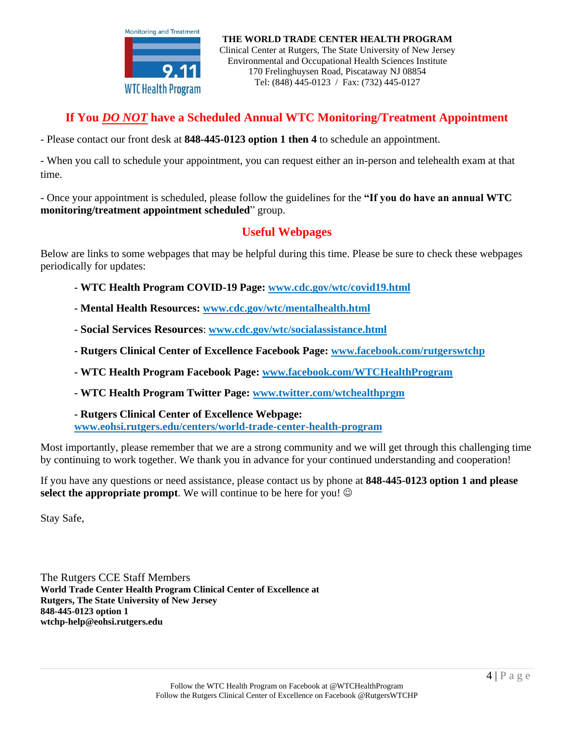**THE WORLD TRADE CENTER HEALTH PROGRAM**
Clinical Center at Rutgers, The State University of New Jersey
Environmental and Occupational Health Sciences Institute
170 Frelinghuysen Road, Piscataway NJ 08854
Tel: (848) 445-0123 / Fax: (732) 445-0127

## If You *DO NOT* have a Scheduled Annual WTC Monitoring/Treatment Appointment

- Please contact our front desk at **848-445-0123 option 1 then 4** to schedule an appointment.

- When you call to schedule your appointment, you can request either an in-person and telehealth exam at that time.

- Once your appointment is scheduled, please follow the guidelines for the **"If you do have an annual WTC monitoring/treatment appointment scheduled"** group.

## Useful Webpages

Below are links to some webpages that may be helpful during this time. Please be sure to check these webpages periodically for updates:

- **WTC Health Program COVID-19 Page:** www.cdc.gov/wtc/covid19.html
- **Mental Health Resources:** www.cdc.gov/wtc/mentalhealth.html
- **Social Services Resources**: www.cdc.gov/wtc/socialassistance.html
- **Rutgers Clinical Center of Excellence Facebook Page:** www.facebook.com/rutgerswtchp
- **WTC Health Program Facebook Page:** www.facebook.com/WTCHealthProgram
- **WTC Health Program Twitter Page:** www.twitter.com/wtchealthprgm
- **Rutgers Clinical Center of Excellence Webpage:** www.eohsi.rutgers.edu/centers/world-trade-center-health-program

Most importantly, please remember that we are a strong community and we will get through this challenging time by continuing to work together. We thank you in advance for your continued understanding and cooperation!

If you have any questions or need assistance, please contact us by phone at **848-445-0123 option 1 and please select the appropriate prompt**. We will continue to be here for you! ☺

Stay Safe,

The Rutgers CCE Staff Members
**World Trade Center Health Program Clinical Center of Excellence at Rutgers, The State University of New Jersey**
**848-445-0123 option 1**
**wtchp-help@eohsi.rutgers.edu**

Follow the WTC Health Program on Facebook at @WTCHealthProgram
Follow the Rutgers Clinical Center of Excellence on Facebook @RutgersWTCHP